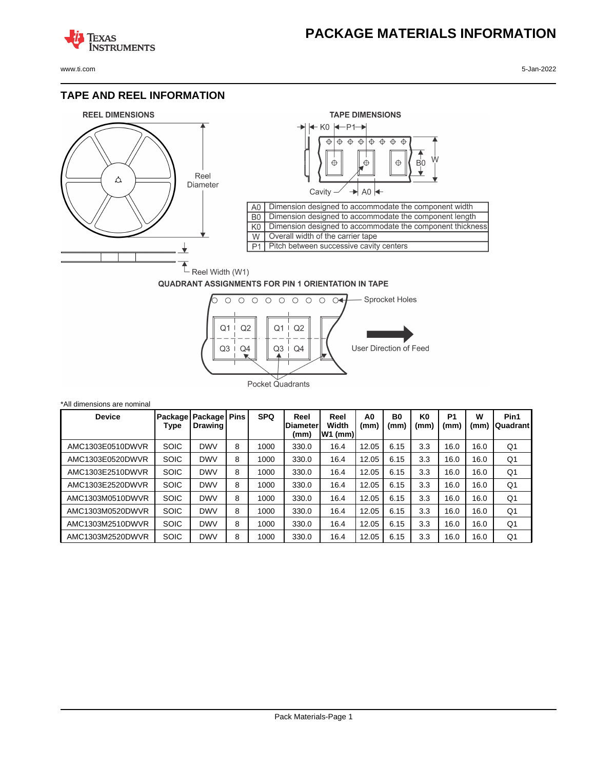# PACKAGE MATERIALS INFORMATION

## TAPE AND REEL INFORMATION

REEL DIMENSIONS

Reel Diameter

Reel Width (W1)

TAPE DIMENSIONS

K0 P1

W

B0

Cavity A0

| | |
|---|---|
| A0 | Dimension designed to accommodate the component width |
| B0 | Dimension designed to accommodate the component length |
| K0 | Dimension designed to accommodate the component thickness |
| W | Overall width of the carrier tape |
| P1 | Pitch between successive cavity centers |

QUADRANT ASSIGNMENTS FOR PIN 1 ORIENTATION IN TAPE

Sprocket Holes

Q1 Q2 Q3 Q4

User Direction of Feed

Pocket Quadrants

*All dimensions are nominal

| Device | Package Type | Package Drawing | Pins | SPQ | Reel Diameter (mm) | Reel Width W1 (mm) | A0 (mm) | B0 (mm) | K0 (mm) | P1 (mm) | W (mm) | Pin1 Quadrant |
|---|---|---|---|---|---|---|---|---|---|---|---|---|
| AMC1303E0510DWVR | SOIC | DWV | 8 | 1000 | 330.0 | 16.4 | 12.05 | 6.15 | 3.3 | 16.0 | 16.0 | Q1 |
| AMC1303E0520DWVR | SOIC | DWV | 8 | 1000 | 330.0 | 16.4 | 12.05 | 6.15 | 3.3 | 16.0 | 16.0 | Q1 |
| AMC1303E2510DWVR | SOIC | DWV | 8 | 1000 | 330.0 | 16.4 | 12.05 | 6.15 | 3.3 | 16.0 | 16.0 | Q1 |
| AMC1303E2520DWVR | SOIC | DWV | 8 | 1000 | 330.0 | 16.4 | 12.05 | 6.15 | 3.3 | 16.0 | 16.0 | Q1 |
| AMC1303M0510DWVR | SOIC | DWV | 8 | 1000 | 330.0 | 16.4 | 12.05 | 6.15 | 3.3 | 16.0 | 16.0 | Q1 |
| AMC1303M0520DWVR | SOIC | DWV | 8 | 1000 | 330.0 | 16.4 | 12.05 | 6.15 | 3.3 | 16.0 | 16.0 | Q1 |
| AMC1303M2510DWVR | SOIC | DWV | 8 | 1000 | 330.0 | 16.4 | 12.05 | 6.15 | 3.3 | 16.0 | 16.0 | Q1 |
| AMC1303M2520DWVR | SOIC | DWV | 8 | 1000 | 330.0 | 16.4 | 12.05 | 6.15 | 3.3 | 16.0 | 16.0 | Q1 |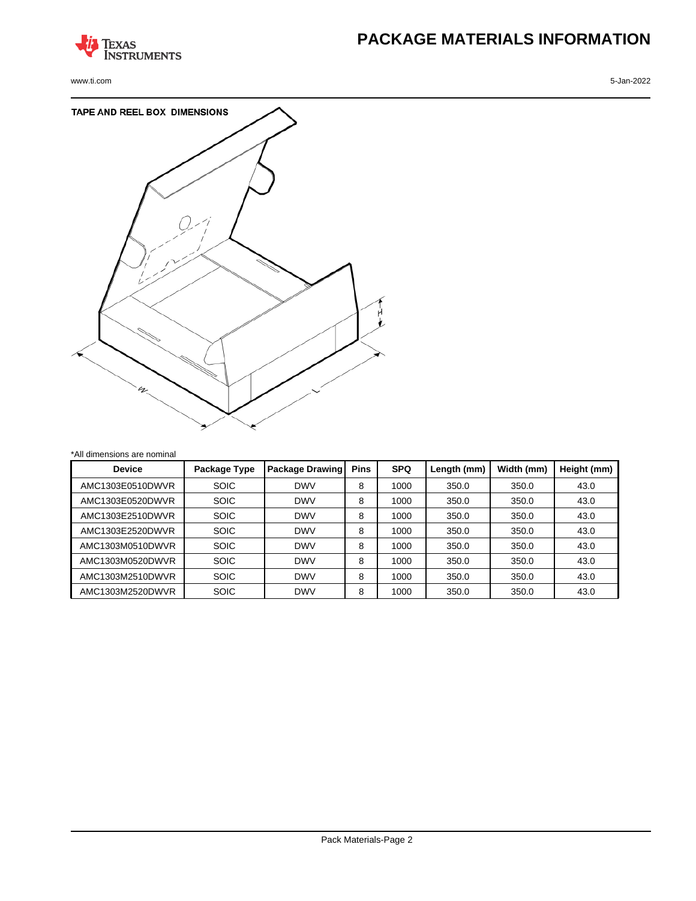# TAPE AND REEL BOX DIMENSIONS

*All dimensions are nominal

| Device | Package Type | Package Drawing | Pins | SPQ | Length (mm) | Width (mm) | Height (mm) |
|---|---|---|---|---|---|---|---|
| AMC1303E0510DWVR | SOIC | DWV | 8 | 1000 | 350.0 | 350.0 | 43.0 |
| AMC1303E0520DWVR | SOIC | DWV | 8 | 1000 | 350.0 | 350.0 | 43.0 |
| AMC1303E2510DWVR | SOIC | DWV | 8 | 1000 | 350.0 | 350.0 | 43.0 |
| AMC1303E2520DWVR | SOIC | DWV | 8 | 1000 | 350.0 | 350.0 | 43.0 |
| AMC1303M0510DWVR | SOIC | DWV | 8 | 1000 | 350.0 | 350.0 | 43.0 |
| AMC1303M0520DWVR | SOIC | DWV | 8 | 1000 | 350.0 | 350.0 | 43.0 |
| AMC1303M2510DWVR | SOIC | DWV | 8 | 1000 | 350.0 | 350.0 | 43.0 |
| AMC1303M2520DWVR | SOIC | DWV | 8 | 1000 | 350.0 | 350.0 | 43.0 |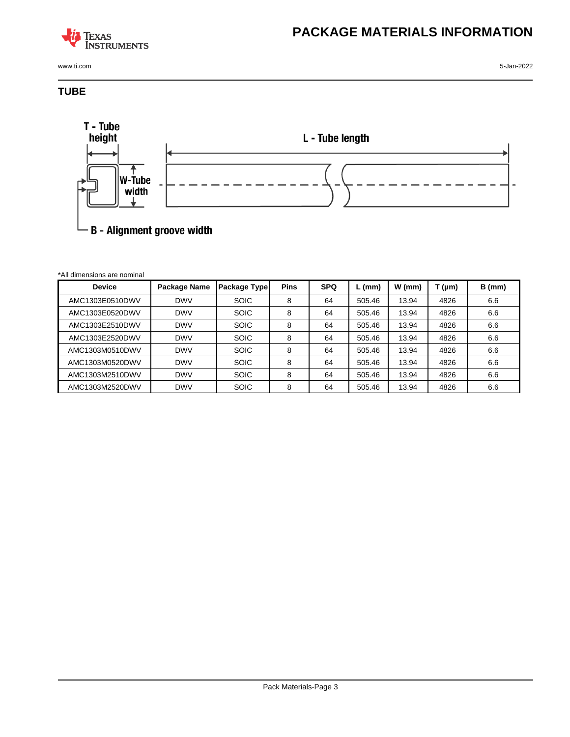## TUBE

T - Tube height

L - Tube length

W-Tube width

B - Alignment groove width

*All dimensions are nominal

| Device | Package Name | Package Type | Pins | SPQ | L (mm) | W (mm) | T (µm) | B (mm) |
|---|---|---|---|---|---|---|---|---|
| AMC1303E0510DWV | DWV | SOIC | 8 | 64 | 505.46 | 13.94 | 4826 | 6.6 |
| AMC1303E0520DWV | DWV | SOIC | 8 | 64 | 505.46 | 13.94 | 4826 | 6.6 |
| AMC1303E2510DWV | DWV | SOIC | 8 | 64 | 505.46 | 13.94 | 4826 | 6.6 |
| AMC1303E2520DWV | DWV | SOIC | 8 | 64 | 505.46 | 13.94 | 4826 | 6.6 |
| AMC1303M0510DWV | DWV | SOIC | 8 | 64 | 505.46 | 13.94 | 4826 | 6.6 |
| AMC1303M0520DWV | DWV | SOIC | 8 | 64 | 505.46 | 13.94 | 4826 | 6.6 |
| AMC1303M2510DWV | DWV | SOIC | 8 | 64 | 505.46 | 13.94 | 4826 | 6.6 |
| AMC1303M2520DWV | DWV | SOIC | 8 | 64 | 505.46 | 13.94 | 4826 | 6.6 |